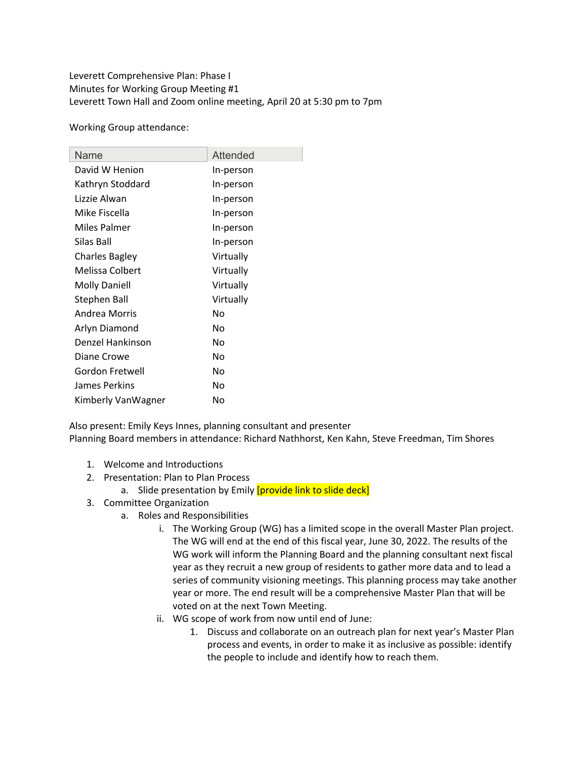Leverett Comprehensive Plan: Phase I
Minutes for Working Group Meeting #1
Leverett Town Hall and Zoom online meeting, April 20 at 5:30 pm to 7pm

Working Group attendance:

| Name | Attended |
|---|---|
| David W Henion | In-person |
| Kathryn Stoddard | In-person |
| Lizzie Alwan | In-person |
| Mike Fiscella | In-person |
| Miles Palmer | In-person |
| Silas Ball | In-person |
| Charles Bagley | Virtually |
| Melissa Colbert | Virtually |
| Molly Daniell | Virtually |
| Stephen Ball | Virtually |
| Andrea Morris | No |
| Arlyn Diamond | No |
| Denzel Hankinson | No |
| Diane Crowe | No |
| Gordon Fretwell | No |
| James Perkins | No |
| Kimberly VanWagner | No |

Also present: Emily Keys Innes, planning consultant and presenter
Planning Board members in attendance: Richard Nathhorst, Ken Kahn, Steve Freedman, Tim Shores

1. Welcome and Introductions
2. Presentation: Plan to Plan Process
   a. Slide presentation by Emily [provide link to slide deck]
3. Committee Organization
   a. Roles and Responsibilities
      i. The Working Group (WG) has a limited scope in the overall Master Plan project. The WG will end at the end of this fiscal year, June 30, 2022. The results of the WG work will inform the Planning Board and the planning consultant next fiscal year as they recruit a new group of residents to gather more data and to lead a series of community visioning meetings. This planning process may take another year or more. The end result will be a comprehensive Master Plan that will be voted on at the next Town Meeting.
      ii. WG scope of work from now until end of June:
         1. Discuss and collaborate on an outreach plan for next year's Master Plan process and events, in order to make it as inclusive as possible: identify the people to include and identify how to reach them.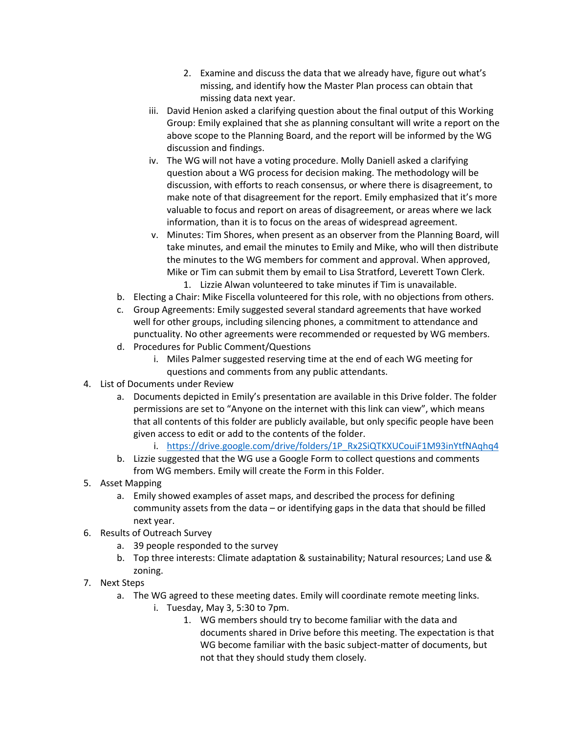2. Examine and discuss the data that we already have, figure out what's missing, and identify how the Master Plan process can obtain that missing data next year.

      iii. David Henion asked a clarifying question about the final output of this Working Group: Emily explained that she as planning consultant will write a report on the above scope to the Planning Board, and the report will be informed by the WG discussion and findings.

      iv. The WG will not have a voting procedure. Molly Daniell asked a clarifying question about a WG process for decision making. The methodology will be discussion, with efforts to reach consensus, or where there is disagreement, to make note of that disagreement for the report. Emily emphasized that it's more valuable to focus and report on areas of disagreement, or areas where we lack information, than it is to focus on the areas of widespread agreement.

      v. Minutes: Tim Shores, when present as an observer from the Planning Board, will take minutes, and email the minutes to Emily and Mike, who will then distribute the minutes to the WG members for comment and approval. When approved, Mike or Tim can submit them by email to Lisa Stratford, Leverett Town Clerk.

         1. Lizzie Alwan volunteered to take minutes if Tim is unavailable.

   b. Electing a Chair: Mike Fiscella volunteered for this role, with no objections from others.

   c. Group Agreements: Emily suggested several standard agreements that have worked well for other groups, including silencing phones, a commitment to attendance and punctuality. No other agreements were recommended or requested by WG members.

   d. Procedures for Public Comment/Questions

      i. Miles Palmer suggested reserving time at the end of each WG meeting for questions and comments from any public attendants.

4. List of Documents under Review

   a. Documents depicted in Emily's presentation are available in this Drive folder. The folder permissions are set to "Anyone on the internet with this link can view", which means that all contents of this folder are publicly available, but only specific people have been given access to edit or add to the contents of the folder.

      i. https://drive.google.com/drive/folders/1P_Rx2SiQTKXUCouiF1M93inYtfNAqhq4

   b. Lizzie suggested that the WG use a Google Form to collect questions and comments from WG members. Emily will create the Form in this Folder.

5. Asset Mapping

   a. Emily showed examples of asset maps, and described the process for defining community assets from the data – or identifying gaps in the data that should be filled next year.

6. Results of Outreach Survey

   a. 39 people responded to the survey

   b. Top three interests: Climate adaptation & sustainability; Natural resources; Land use & zoning.

7. Next Steps

   a. The WG agreed to these meeting dates. Emily will coordinate remote meeting links.

      i. Tuesday, May 3, 5:30 to 7pm.

         1. WG members should try to become familiar with the data and documents shared in Drive before this meeting. The expectation is that WG become familiar with the basic subject-matter of documents, but not that they should study them closely.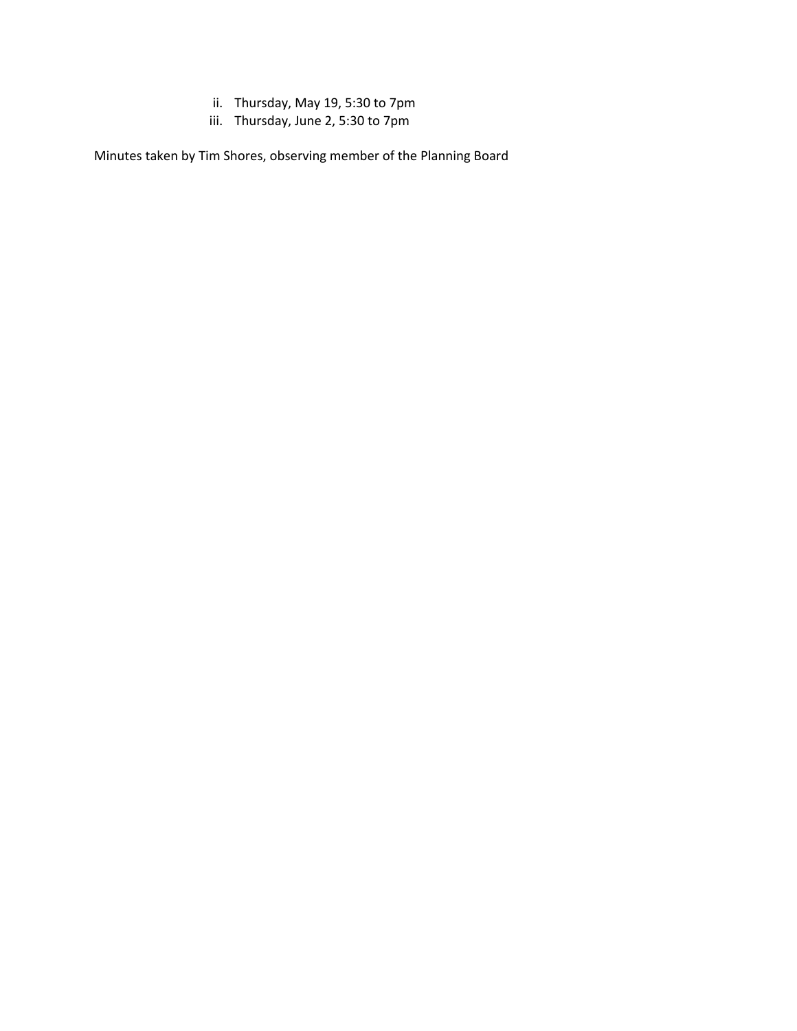ii. Thursday, May 19, 5:30 to 7pm
   iii. Thursday, June 2, 5:30 to 7pm

Minutes taken by Tim Shores, observing member of the Planning Board